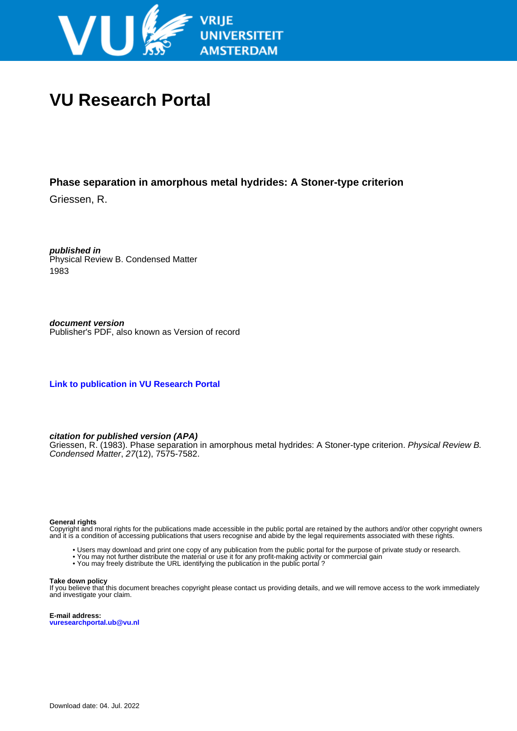# VU Research Portal

## Phase separation in amorphous metal hydrides: A Stoner-type criterion

Griessen, R.

***published in***
Physical Review B. Condensed Matter
1983

***document version***
Publisher's PDF, also known as Version of record

**Link to publication in VU Research Portal**

***citation for published version (APA)***
Griessen, R. (1983). Phase separation in amorphous metal hydrides: A Stoner-type criterion. *Physical Review B. Condensed Matter*, *27*(12), 7575-7582.

**General rights**
Copyright and moral rights for the publications made accessible in the public portal are retained by the authors and/or other copyright owners and it is a condition of accessing publications that users recognise and abide by the legal requirements associated with these rights.

- Users may download and print one copy of any publication from the public portal for the purpose of private study or research.
- You may not further distribute the material or use it for any profit-making activity or commercial gain
- You may freely distribute the URL identifying the publication in the public portal ?

**Take down policy**
If you believe that this document breaches copyright please contact us providing details, and we will remove access to the work immediately and investigate your claim.

**E-mail address:**
vuresearchportal.ub@vu.nl

Download date: 04. Jul. 2022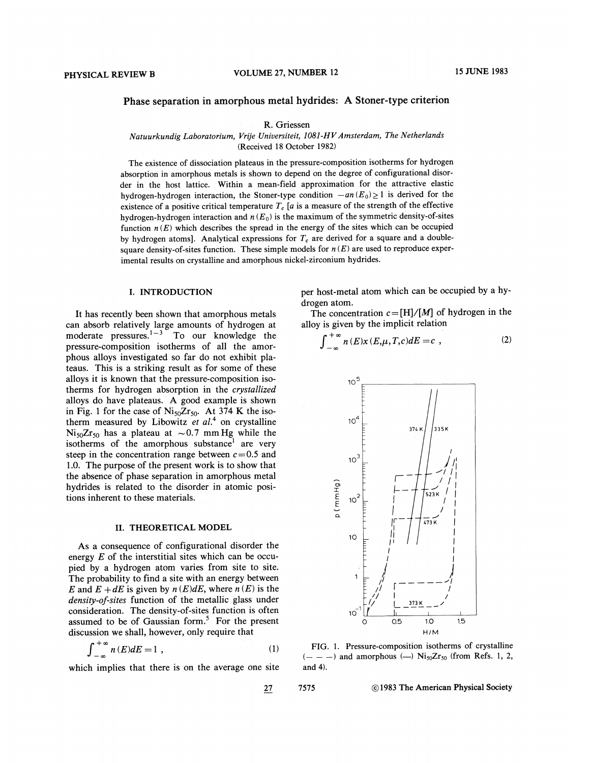# Phase separation in amorphous metal hydrides: A Stoner-type criterion

R. Griessen

*Natuurkundig Laboratorium, Vrije Universiteit, 1081-HV Amsterdam, The Netherlands*
(Received 18 October 1982)

The existence of dissociation plateaus in the pressure-composition isotherms for hydrogen absorption in amorphous metals is shown to depend on the degree of configurational disorder in the host lattice. Within a mean-field approximation for the attractive elastic hydrogen-hydrogen interaction, the Stoner-type condition $-an(E_0)\geq 1$ is derived for the existence of a positive critical temperature $T_c$ [$a$ is a measure of the strength of the effective hydrogen-hydrogen interaction and $n(E_0)$ is the maximum of the symmetric density-of-sites function $n(E)$ which describes the spread in the energy of the sites which can be occupied by hydrogen atoms]. Analytical expressions for $T_c$ are derived for a square and a double-square density-of-sites function. These simple models for $n(E)$ are used to reproduce experimental results on crystalline and amorphous nickel-zirconium hydrides.

## I. INTRODUCTION

It has recently been shown that amorphous metals can absorb relatively large amounts of hydrogen at moderate pressures.[1-3] To our knowledge the pressure-composition isotherms of all the amorphous alloys investigated so far do not exhibit plateaus. This is a striking result as for some of these alloys it is known that the pressure-composition isotherms for hydrogen absorption in the *crystallized* alloys do have plateaus. A good example is shown in Fig. 1 for the case of $Ni_{50}Zr_{50}$. At 374 K the isotherm measured by Libowitz *et al.*[4] on crystalline $Ni_{50}Zr_{50}$ has a plateau at ~0.7 mm Hg while the isotherms of the amorphous substance[1] are very steep in the concentration range between $c=0.5$ and 1.0. The purpose of the present work is to show that the absence of phase separation in amorphous metal hydrides is related to the disorder in atomic positions inherent to these materials.

## II. THEORETICAL MODEL

As a consequence of configurational disorder the energy $E$ of the interstitial sites which can be occupied by a hydrogen atom varies from site to site. The probability to find a site with an energy between $E$ and $E+dE$ is given by $n(E)dE$, where $n(E)$ is the *density-of-sites* function of the metallic glass under consideration. The density-of-sites function is often assumed to be of Gaussian form.[5] For the present discussion we shall, however, only require that

$$\int_{-\infty}^{+\infty} n(E)dE = 1 \,, \tag{1}$$

which implies that there is on the average one site per host-metal atom which can be occupied by a hydrogen atom.

The concentration $c=[\mathrm{H}]/[M]$ of hydrogen in the alloy is given by the implicit relation

$$\int_{-\infty}^{+\infty} n(E)x(E,\mu,T,c)dE = c \,, \tag{2}$$

FIG. 1. Pressure-composition isotherms of crystalline (— — —) and amorphous (—) $Ni_{50}Zr_{50}$ (from Refs. 1, 2, and 4).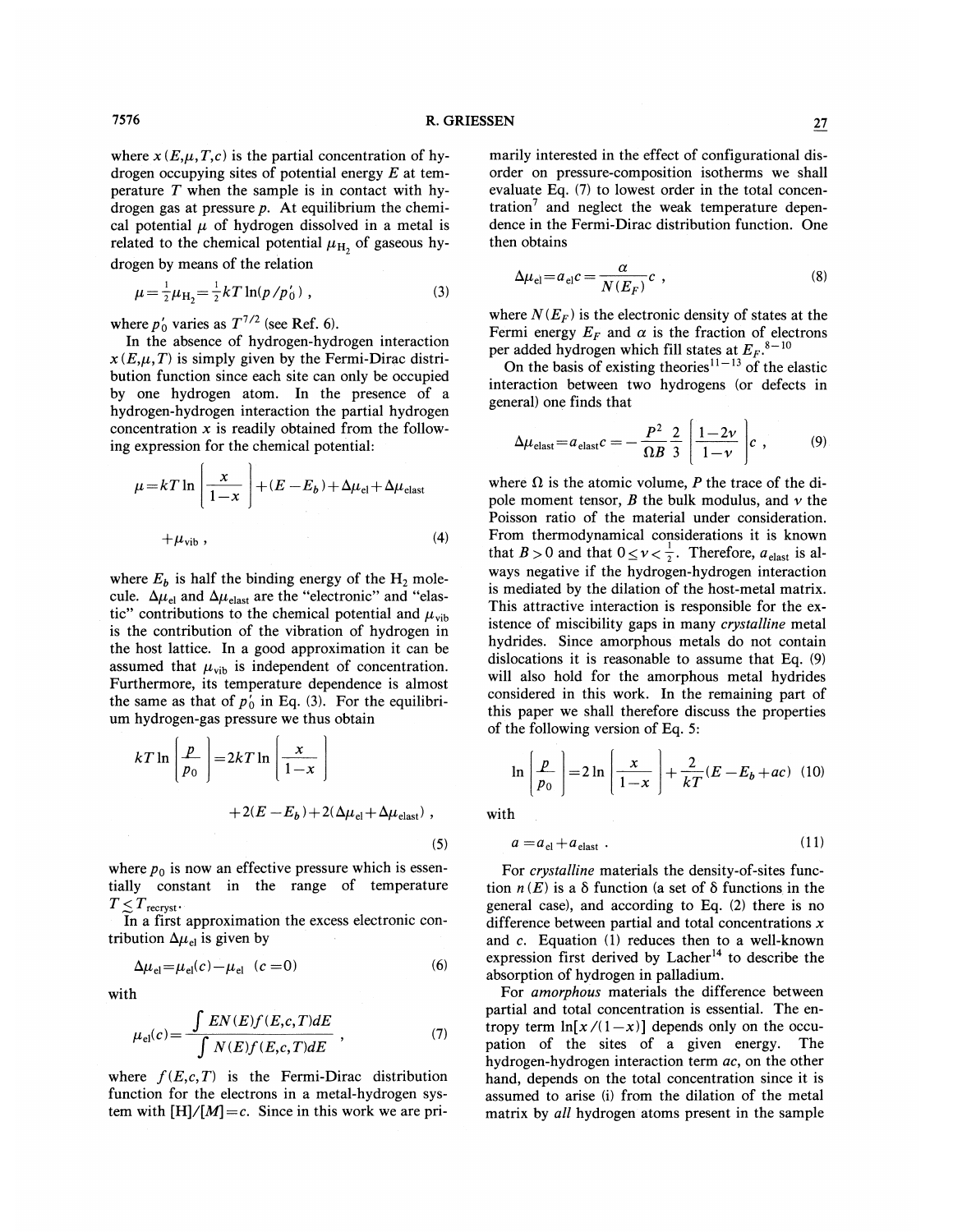where $x(E,\mu,T,c)$ is the partial concentration of hydrogen occupying sites of potential energy $E$ at temperature $T$ when the sample is in contact with hydrogen gas at pressure $p$. At equilibrium the chemical potential $\mu$ of hydrogen dissolved in a metal is related to the chemical potential $\mu_{H_2}$ of gaseous hydrogen by means of the relation

$$\mu = \tfrac{1}{2}\mu_{H_2} = \tfrac{1}{2}kT\ln(p/p_0') , \tag{3}$$

where $p_0'$ varies as $T^{7/2}$ (see Ref. 6).

In the absence of hydrogen-hydrogen interaction $x(E,\mu,T)$ is simply given by the Fermi-Dirac distribution function since each site can only be occupied by one hydrogen atom. In the presence of a hydrogen-hydrogen interaction the partial hydrogen concentration $x$ is readily obtained from the following expression for the chemical potential:

$$\mu = kT\ln\left[\frac{x}{1-x}\right] + (E-E_b) + \Delta\mu_{\text{el}} + \Delta\mu_{\text{elast}} + \mu_{\text{vib}} , \tag{4}$$

where $E_b$ is half the binding energy of the $H_2$ molecule. $\Delta\mu_{\text{el}}$ and $\Delta\mu_{\text{elast}}$ are the "electronic" and "elastic" contributions to the chemical potential and $\mu_{\text{vib}}$ is the contribution of the vibration of hydrogen in the host lattice. In a good approximation it can be assumed that $\mu_{\text{vib}}$ is independent of concentration. Furthermore, its temperature dependence is almost the same as that of $p_0'$ in Eq. (3). For the equilibrium hydrogen-gas pressure we thus obtain

$$kT\ln\left[\frac{p}{p_0}\right] = 2kT\ln\left[\frac{x}{1-x}\right] + 2(E-E_b) + 2(\Delta\mu_{\text{el}} + \Delta\mu_{\text{elast}}) , \tag{5}$$

where $p_0$ is now an effective pressure which is essentially constant in the range of temperature $T \lesssim T_{\text{recryst}}$.

In a first approximation the excess electronic contribution $\Delta\mu_{\text{el}}$ is given by

$$\Delta\mu_{\text{el}} = \mu_{\text{el}}(c) - \mu_{\text{el}}\ (c=0) \tag{6}$$

with

$$\mu_{\text{el}}(c) = \frac{\int EN(E)f(E,c,T)dE}{\int N(E)f(E,c,T)dE} , \tag{7}$$

where $f(E,c,T)$ is the Fermi-Dirac distribution function for the electrons in a metal-hydrogen system with $[H]/[M]=c$. Since in this work we are primarily interested in the effect of configurational disorder on pressure-composition isotherms we shall evaluate Eq. (7) to lowest order in the total concentration[7] and neglect the weak temperature dependence in the Fermi-Dirac distribution function. One then obtains

$$\Delta\mu_{\text{el}} = a_{\text{el}}c = \frac{\alpha}{N(E_F)}c , \tag{8}$$

where $N(E_F)$ is the electronic density of states at the Fermi energy $E_F$ and $\alpha$ is the fraction of electrons per added hydrogen which fill states at $E_F$.[8-10]

On the basis of existing theories[11-13] of the elastic interaction between two hydrogens (or defects in general) one finds that

$$\Delta\mu_{\text{elast}} = a_{\text{elast}}c = -\frac{P^2}{\Omega B}\frac{2}{3}\left[\frac{1-2\nu}{1-\nu}\right]c , \tag{9}$$

where $\Omega$ is the atomic volume, $P$ the trace of the dipole moment tensor, $B$ the bulk modulus, and $\nu$ the Poisson ratio of the material under consideration. From thermodynamical considerations it is known that $B>0$ and that $0 \le \nu < \frac{1}{2}$. Therefore, $a_{\text{elast}}$ is always negative if the hydrogen-hydrogen interaction is mediated by the dilation of the host-metal matrix. This attractive interaction is responsible for the existence of miscibility gaps in many *crystalline* metal hydrides. Since amorphous metals do not contain dislocations it is reasonable to assume that Eq. (9) will also hold for the amorphous metal hydrides considered in this work. In the remaining part of this paper we shall therefore discuss the properties of the following version of Eq. 5:

$$\ln\left[\frac{p}{p_0}\right] = 2\ln\left[\frac{x}{1-x}\right] + \frac{2}{kT}(E-E_b+ac) \tag{10}$$

with

$$a = a_{\text{el}} + a_{\text{elast}} . \tag{11}$$

For *crystalline* materials the density-of-sites function $n(E)$ is a $\delta$ function (a set of $\delta$ functions in the general case), and according to Eq. (2) there is no difference between partial and total concentrations $x$ and $c$. Equation (1) reduces then to a well-known expression first derived by Lacher[14] to describe the absorption of hydrogen in palladium.

For *amorphous* materials the difference between partial and total concentration is essential. The entropy term $\ln[x/(1-x)]$ depends only on the occupation of the sites of a given energy. The hydrogen-hydrogen interaction term $ac$, on the other hand, depends on the total concentration since it is assumed to arise (i) from the dilation of the metal matrix by *all* hydrogen atoms present in the sample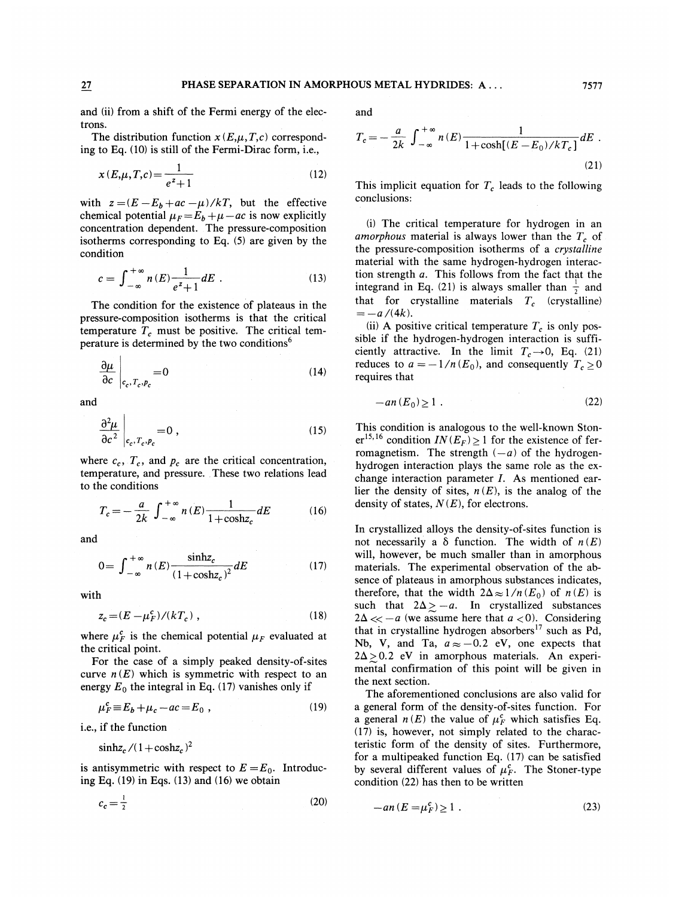and (ii) from a shift of the Fermi energy of the electrons.

The distribution function $x(E,\mu,T,c)$ corresponding to Eq. (10) is still of the Fermi-Dirac form, i.e.,

$$x(E,\mu,T,c)=\frac{1}{e^{z}+1} \tag{12}$$

with $z=(E-E_b+ac-\mu)/kT$, but the effective chemical potential $\mu_F=E_b+\mu-ac$ is now explicitly concentration dependent. The pressure-composition isotherms corresponding to Eq. (5) are given by the condition

$$c=\int_{-\infty}^{+\infty} n(E)\frac{1}{e^{z}+1}dE . \tag{13}$$

The condition for the existence of plateaus in the pressure-composition isotherms is that the critical temperature $T_c$ must be positive. The critical temperature is determined by the two conditions[6]

$$\left.\frac{\partial \mu}{\partial c}\right|_{c_c,T_c,p_c}=0 \tag{14}$$

and

$$\left.\frac{\partial^2 \mu}{\partial c^2}\right|_{c_c,T_c,p_c}=0 , \tag{15}$$

where $c_c$, $T_c$, and $p_c$ are the critical concentration, temperature, and pressure. These two relations lead to the conditions

$$T_c=-\frac{a}{2k}\int_{-\infty}^{+\infty} n(E)\frac{1}{1+\cosh z_c}dE \tag{16}$$

and

$$0=\int_{-\infty}^{+\infty} n(E)\frac{\sinh z_c}{(1+\cosh z_c)^2}dE \tag{17}$$

with

$$z_c=(E-\mu_F^c)/(kT_c) , \tag{18}$$

where $\mu_F^c$ is the chemical potential $\mu_F$ evaluated at the critical point.

For the case of a simply peaked density-of-sites curve $n(E)$ which is symmetric with respect to an energy $E_0$ the integral in Eq. (17) vanishes only if

$$\mu_F^c \equiv E_b+\mu_c-ac=E_0 , \tag{19}$$

i.e., if the function

$$\sinh z_c/(1+\cosh z_c)^2$$

is antisymmetric with respect to $E=E_0$. Introducing Eq. (19) in Eqs. (13) and (16) we obtain

$$c_c=\tfrac{1}{2} \tag{20}$$

and

$$T_c=-\frac{a}{2k}\int_{-\infty}^{+\infty} n(E)\frac{1}{1+\cosh[(E-E_0)/kT_c]}dE . \tag{21}$$

This implicit equation for $T_c$ leads to the following conclusions:

(i) The critical temperature for hydrogen in an *amorphous* material is always lower than the $T_c$ of the pressure-composition isotherms of a *crystalline* material with the same hydrogen-hydrogen interaction strength $a$. This follows from the fact that the integrand in Eq. (21) is always smaller than $\frac{1}{2}$ and that for crystalline materials $T_c$ (crystalline) $=-a/(4k)$.

(ii) A positive critical temperature $T_c$ is only possible if the hydrogen-hydrogen interaction is sufficiently attractive. In the limit $T_c \to 0$, Eq. (21) reduces to $a=-1/n(E_0)$, and consequently $T_c \geq 0$ requires that

$$-an(E_0)\geq 1 . \tag{22}$$

This condition is analogous to the well-known Stoner[15,16] condition $IN(E_F)\geq 1$ for the existence of ferromagnetism. The strength $(-a)$ of the hydrogen-hydrogen interaction plays the same role as the exchange interaction parameter $I$. As mentioned earlier the density of sites, $n(E)$, is the analog of the density of states, $N(E)$, for electrons.

In crystallized alloys the density-of-sites function is not necessarily a $\delta$ function. The width of $n(E)$ will, however, be much smaller than in amorphous materials. The experimental observation of the absence of plateaus in amorphous substances indicates, therefore, that the width $2\Delta \approx 1/n(E_0)$ of $n(E)$ is such that $2\Delta \gtrsim -a$. In crystallized substances $2\Delta \ll -a$ (we assume here that $a<0$). Considering that in crystalline hydrogen absorbers[17] such as Pd, Nb, V, and Ta, $a \approx -0.2$ eV, one expects that $2\Delta \gtrsim 0.2$ eV in amorphous materials. An experimental confirmation of this point will be given in the next section.

The aforementioned conclusions are also valid for a general form of the density-of-sites function. For a general $n(E)$ the value of $\mu_F^c$ which satisfies Eq. (17) is, however, not simply related to the characteristic form of the density of sites. Furthermore, for a multipeaked function Eq. (17) can be satisfied by several different values of $\mu_F^c$. The Stoner-type condition (22) has then to be written

$$-an(E=\mu_F^c)\geq 1 . \tag{23}$$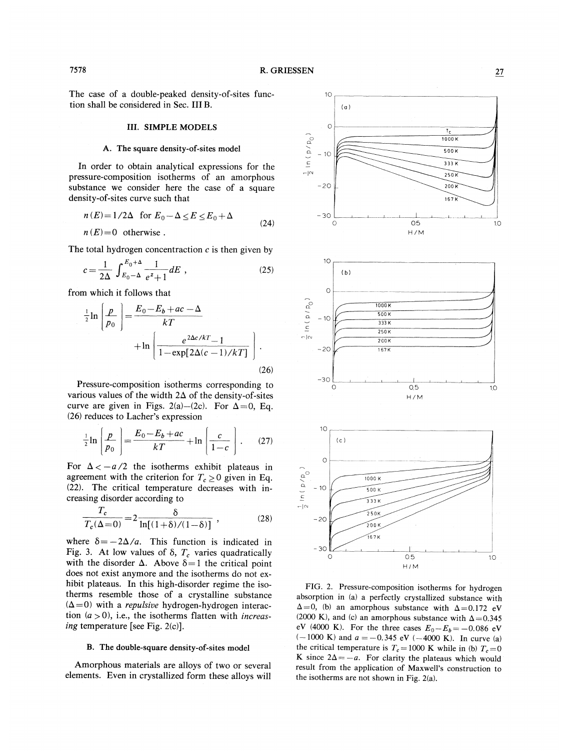The case of a double-peaked density-of-sites function shall be considered in Sec. III B.

## III. SIMPLE MODELS

### A. The square density-of-sites model

In order to obtain analytical expressions for the pressure-composition isotherms of an amorphous substance we consider here the case of a square density-of-sites curve such that

$$n(E)=1/2\Delta \quad \text{for } E_0-\Delta \leq E \leq E_0+\Delta$$
$$n(E)=0 \quad \text{otherwise} . \tag{24}$$

The total hydrogen concentraction $c$ is then given by

$$c=\frac{1}{2\Delta}\int_{E_0-\Delta}^{E_0+\Delta}\frac{1}{e^z+1}dE , \tag{25}$$

from which it follows that

$$\frac{1}{2}\ln\left[\frac{p}{p_0}\right]=\frac{E_0-E_b+ac-\Delta}{kT}+\ln\left[\frac{e^{2\Delta c/kT}-1}{1-\exp[2\Delta(c-1)/kT]}\right] . \tag{26}$$

Pressure-composition isotherms corresponding to various values of the width $2\Delta$ of the density-of-sites curve are given in Figs. 2(a)–2(c). For $\Delta=0$, Eq. (26) reduces to Lacher's expression

$$\frac{1}{2}\ln\left[\frac{p}{p_0}\right]=\frac{E_0-E_b+ac}{kT}+\ln\left[\frac{c}{1-c}\right] . \tag{27}$$

For $\Delta<-a/2$ the isotherms exhibit plateaus in agreement with the criterion for $T_c \geq 0$ given in Eq. (22). The critical temperature decreases with increasing disorder according to

$$\frac{T_c}{T_c(\Delta=0)}=2\frac{\delta}{\ln[(1+\delta)/(1-\delta)]} , \tag{28}$$

where $\delta=-2\Delta/a$. This function is indicated in Fig. 3. At low values of $\delta$, $T_c$ varies quadratically with the disorder $\Delta$. Above $\delta=1$ the critical point does not exist anymore and the isotherms do not exhibit plateaus. In this high-disorder regime the isotherms resemble those of a crystalline substance ($\Delta=0$) with a *repulsive* hydrogen-hydrogen interaction ($a>0$), i.e., the isotherms flatten with *increasing* temperature [see Fig. 2(c)].

### B. The double-square density-of-sites model

Amorphous materials are alloys of two or several elements. Even in crystallized form these alloys will

FIG. 2. Pressure-composition isotherms for hydrogen absorption in (a) a perfectly crystallized substance with $\Delta=0$, (b) an amorphous substance with $\Delta=0.172$ eV (2000 K), and (c) an amorphous substance with $\Delta=0.345$ eV (4000 K). For the three cases $E_0-E_b=-0.086$ eV ($-1000$ K) and $a=-0.345$ eV ($-4000$ K). In curve (a) the critical temperature is $T_c=1000$ K while in (b) $T_c=0$ K since $2\Delta=-a$. For clarity the plateaus which would result from the application of Maxwell's construction to the isotherms are not shown in Fig. 2(a).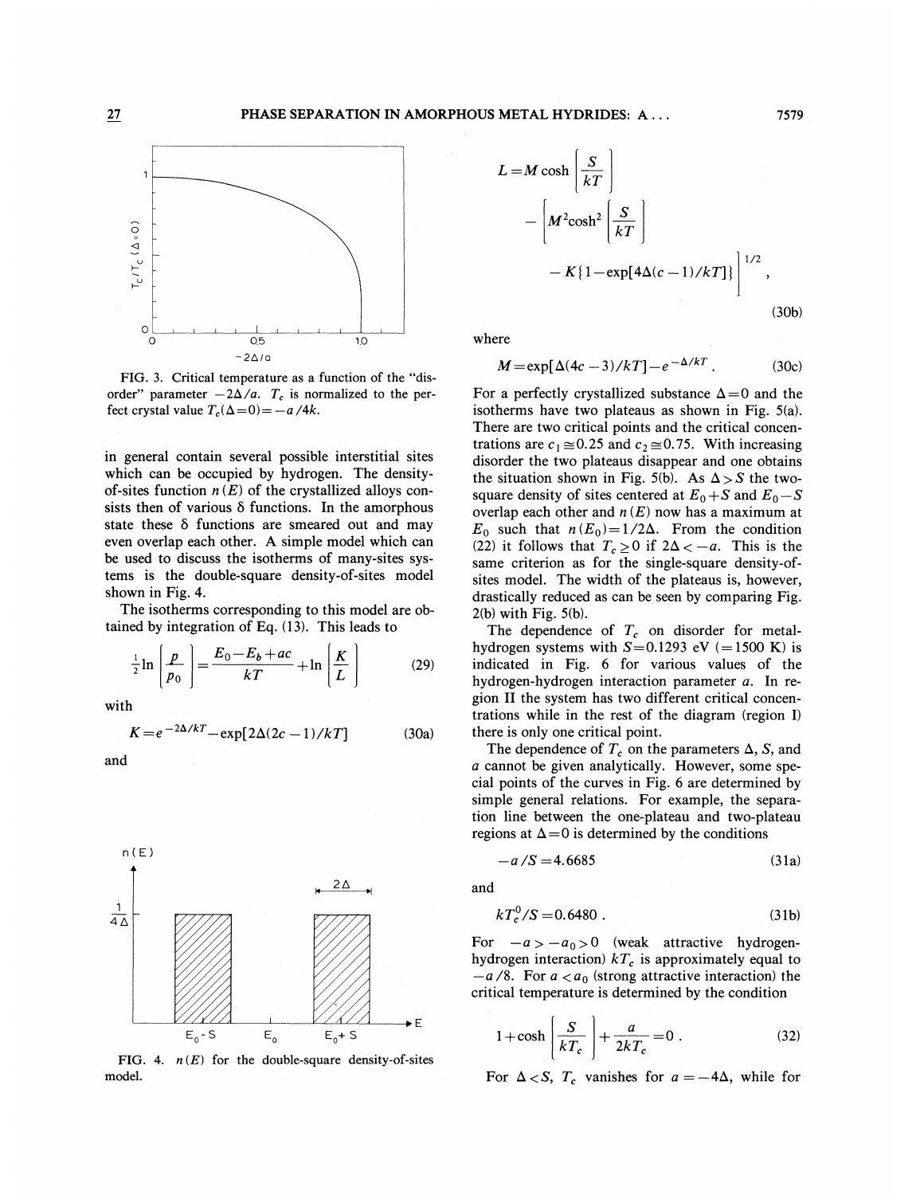FIG. 3. Critical temperature as a function of the "disorder" parameter $-2\Delta/a$. $T_c$ is normalized to the perfect crystal value $T_c(\Delta=0)=-a/4k$.

in general contain several possible interstitial sites which can be occupied by hydrogen. The density-of-sites function $n(E)$ of the crystallized alloys consists then of various $\delta$ functions. In the amorphous state these $\delta$ functions are smeared out and may even overlap each other. A simple model which can be used to discuss the isotherms of many-sites systems is the double-square density-of-sites model shown in Fig. 4.

The isotherms corresponding to this model are obtained by integration of Eq. (13). This leads to

$$\frac{1}{2}\ln\left[\frac{p}{p_0}\right]=\frac{E_0-E_b+ac}{kT}+\ln\left[\frac{K}{L}\right] \tag{29}$$

with

$$K=e^{-2\Delta/kT}-\exp[2\Delta(2c-1)/kT] \tag{30a}$$

and

$$L=M\cosh\left[\frac{S}{kT}\right]-\left[M^2\cosh^2\left[\frac{S}{kT}\right]-K\{1-\exp[4\Delta(c-1)/kT]\}\right]^{1/2}, \tag{30b}$$

where

$$M=\exp[\Delta(4c-3)/kT]-e^{-\Delta/kT}. \tag{30c}$$

FIG. 4. $n(E)$ for the double-square density-of-sites model.

For a perfectly crystallized substance $\Delta=0$ and the isotherms have two plateaus as shown in Fig. 5(a). There are two critical points and the critical concentrations are $c_1\cong 0.25$ and $c_2\cong 0.75$. With increasing disorder the two plateaus disappear and one obtains the situation shown in Fig. 5(b). As $\Delta > S$ the two-square density of sites centered at $E_0+S$ and $E_0-S$ overlap each other and $n(E)$ now has a maximum at $E_0$ such that $n(E_0)=1/2\Delta$. From the condition (22) it follows that $T_c \geq 0$ if $2\Delta < -a$. This is the same criterion as for the single-square density-of-sites model. The width of the plateaus is, however, drastically reduced as can be seen by comparing Fig. 2(b) with Fig. 5(b).

The dependence of $T_c$ on disorder for metal-hydrogen systems with $S=0.1293$ eV ($=1500$ K) is indicated in Fig. 6 for various values of the hydrogen-hydrogen interaction parameter $a$. In region II the system has two different critical concentrations while in the rest of the diagram (region I) there is only one critical point.

The dependence of $T_c$ on the parameters $\Delta$, $S$, and $a$ cannot be given analytically. However, some special points of the curves in Fig. 6 are determined by simple general relations. For example, the separation line between the one-plateau and two-plateau regions at $\Delta=0$ is determined by the conditions

$$-a/S=4.6685 \tag{31a}$$

and

$$kT_c^0/S=0.6480. \tag{31b}$$

For $-a > -a_0 > 0$ (weak attractive hydrogen-hydrogen interaction) $kT_c$ is approximately equal to $-a/8$. For $a < a_0$ (strong attractive interaction) the critical temperature is determined by the condition

$$1+\cosh\left[\frac{S}{kT_c}\right]+\frac{a}{2kT_c}=0. \tag{32}$$

For $\Delta < S$, $T_c$ vanishes for $a=-4\Delta$, while for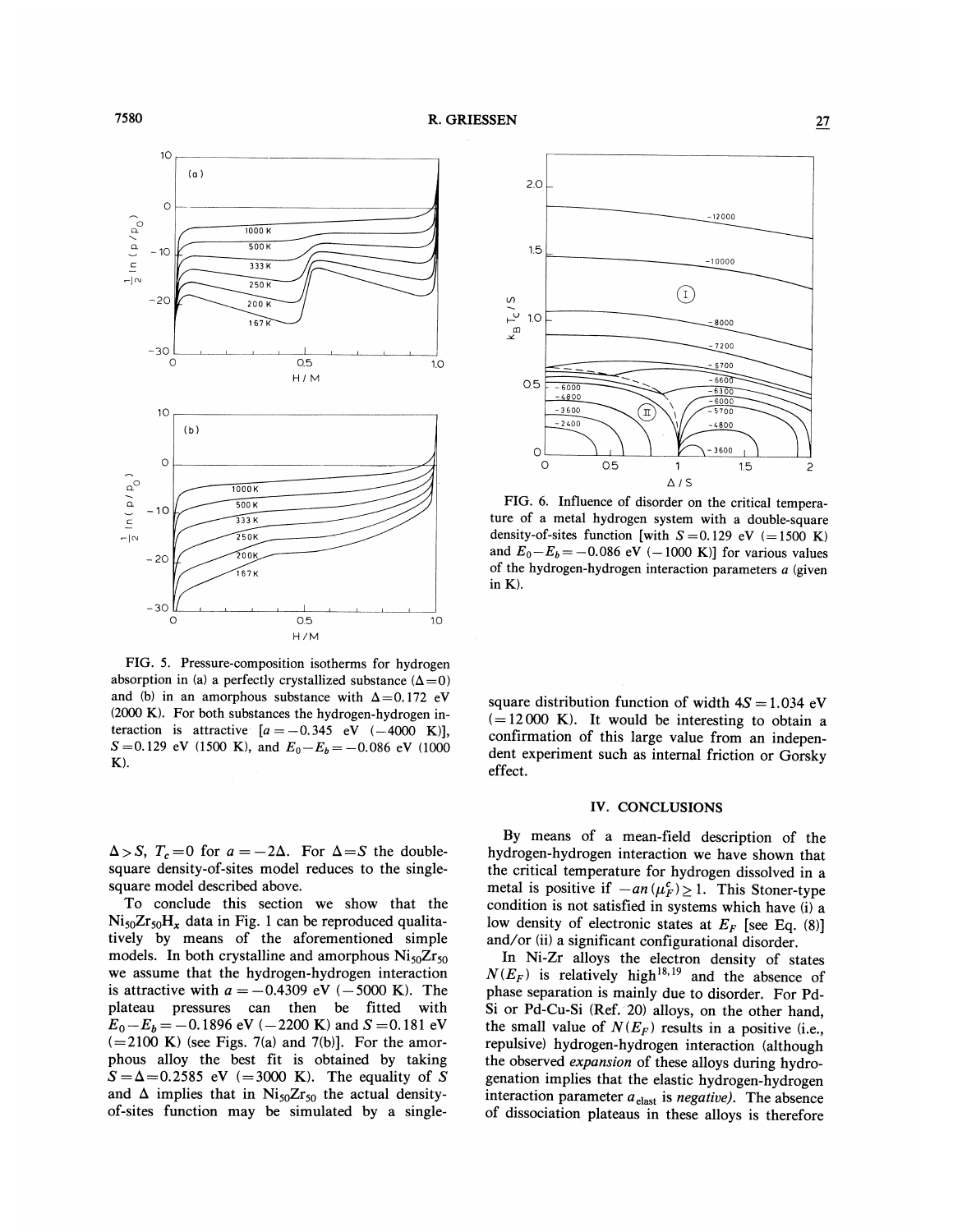FIG. 5. Pressure-composition isotherms for hydrogen absorption in (a) a perfectly crystallized substance ($\Delta=0$) and (b) in an amorphous substance with $\Delta=0.172$ eV (2000 K). For both substances the hydrogen-hydrogen interaction is attractive $[a=-0.345$ eV $(-4000$ K$)]$, $S=0.129$ eV (1500 K), and $E_0-E_b=-0.086$ eV (1000 K).

FIG. 6. Influence of disorder on the critical temperature of a metal hydrogen system with a double-square density-of-sites function [with $S=0.129$ eV ($=1500$ K) and $E_0-E_b=-0.086$ eV ($-1000$ K)] for various values of the hydrogen-hydrogen interaction parameters $a$ (given in K).

$\Delta>S$, $T_c=0$ for $a=-2\Delta$. For $\Delta=S$ the double-square density-of-sites model reduces to the single-square model described above.

To conclude this section we show that the $Ni_{50}Zr_{50}H_x$ data in Fig. 1 can be reproduced qualitatively by means of the aforementioned simple models. In both crystalline and amorphous $Ni_{50}Zr_{50}$ we assume that the hydrogen-hydrogen interaction is attractive with $a=-0.4309$ eV ($-5000$ K). The plateau pressures can then be fitted with $E_0-E_b=-0.1896$ eV ($-2200$ K) and $S=0.181$ eV ($=2100$ K) (see Figs. 7(a) and 7(b)]. For the amorphous alloy the best fit is obtained by taking $S=\Delta=0.2585$ eV ($=3000$ K). The equality of $S$ and $\Delta$ implies that in $Ni_{50}Zr_{50}$ the actual density-of-sites function may be simulated by a single-square distribution function of width $4S=1.034$ eV ($=12\,000$ K). It would be interesting to obtain a confirmation of this large value from an independent experiment such as internal friction or Gorsky effect.

## IV. CONCLUSIONS

By means of a mean-field description of the hydrogen-hydrogen interaction we have shown that the critical temperature for hydrogen dissolved in a metal is positive if $-an(\mu_F^c)\geq 1$. This Stoner-type condition is not satisfied in systems which have (i) a low density of electronic states at $E_F$ [see Eq. (8)] and/or (ii) a significant configurational disorder.

In Ni-Zr alloys the electron density of states $N(E_F)$ is relatively high[18,19] and the absence of phase separation is mainly due to disorder. For Pd-Si or Pd-Cu-Si (Ref. 20) alloys, on the other hand, the small value of $N(E_F)$ results in a positive (i.e., repulsive) hydrogen-hydrogen interaction (although the observed *expansion* of these alloys during hydrogenation implies that the elastic hydrogen-hydrogen interaction parameter $a_{\text{elast}}$ is *negative*). The absence of dissociation plateaus in these alloys is therefore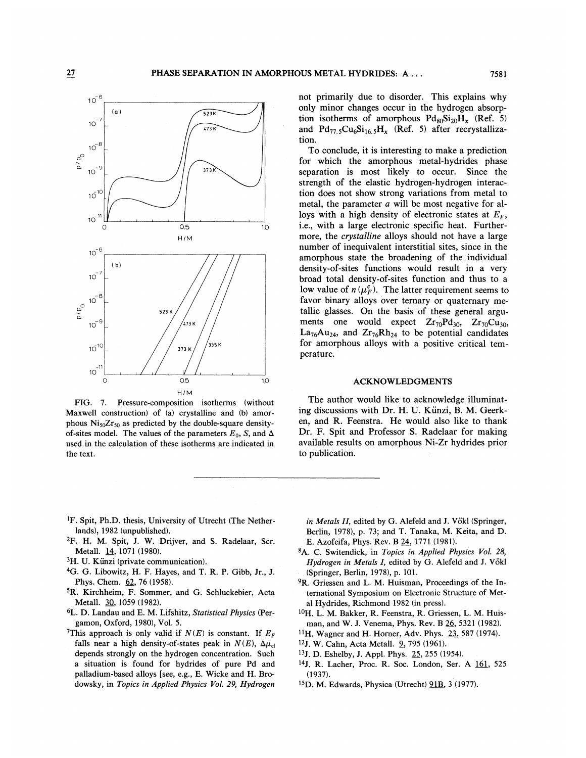FIG. 7. Pressure-composition isotherms (without Maxwell construction) of (a) crystalline and (b) amorphous $Ni_{50}Zr_{50}$ as predicted by the double-square density-of-sites model. The values of the parameters $E_0$, $S$, and $\Delta$ used in the calculation of these isotherms are indicated in the text.

not primarily due to disorder. This explains why only minor changes occur in the hydrogen absorption isotherms of amorphous $Pd_{80}Si_{20}H_x$ (Ref. 5) and $Pd_{77.5}Cu_6Si_{16.5}H_x$ (Ref. 5) after recrystallization.

To conclude, it is interesting to make a prediction for which the amorphous metal-hydrides phase separation is most likely to occur. Since the strength of the elastic hydrogen-hydrogen interaction does not show strong variations from metal to metal, the parameter $a$ will be most negative for alloys with a high density of electronic states at $E_F$, i.e., with a large electronic specific heat. Furthermore, the *crystalline* alloys should not have a large number of inequivalent interstitial sites, since in the amorphous state the broadening of the individual density-of-sites functions would result in a very broad total density-of-sites function and thus to a low value of $n(\mu_F^c)$. The latter requirement seems to favor binary alloys over ternary or quaternary metallic glasses. On the basis of these general arguments one would expect $Zr_{70}Pd_{30}$, $Zr_{70}Cu_{30}$, $La_{76}Au_{24}$, and $Zr_{76}Rh_{24}$ to be potential candidates for amorphous alloys with a positive critical temperature.

## ACKNOWLEDGMENTS

The author would like to acknowledge illuminating discussions with Dr. H. U. Künzi, B. M. Geerken, and R. Feenstra. He would also like to thank Dr. F. Spit and Professor S. Radelaar for making available results on amorphous Ni-Zr hydrides prior to publication.

---

[1]F. Spit, Ph.D. thesis, University of Utrecht (The Netherlands), 1982 (unpublished).

[2]F. H. M. Spit, J. W. Drijver, and S. Radelaar, Scr. Metall. 14, 1071 (1980).

[3]H. U. Künzi (private communication).

[4]G. G. Libowitz, H. F. Hayes, and T. R. P. Gibb, Jr., J. Phys. Chem. 62, 76 (1958).

[5]R. Kirchheim, F. Sommer, and G. Schluckebier, Acta Metall. 30, 1059 (1982).

[6]L. D. Landau and E. M. Lifshitz, *Statistical Physics* (Pergamon, Oxford, 1980), Vol. 5.

[7]This approach is only valid if $N(E)$ is constant. If $E_F$ falls near a high density-of-states peak in $N(E)$, $\Delta\mu_{el}$ depends strongly on the hydrogen concentration. Such a situation is found for hydrides of pure Pd and palladium-based alloys [see, e.g., E. Wicke and H. Brodowsky, in *Topics in Applied Physics Vol. 29, Hydrogen in Metals II*, edited by G. Alefeld and J. Völkl (Springer, Berlin, 1978), p. 73; and T. Tanaka, M. Keita, and D. E. Azofeifa, Phys. Rev. B 24, 1771 (1981).

[8]A. C. Switendick, in *Topics in Applied Physics Vol. 28, Hydrogen in Metals I*, edited by G. Alefeld and J. Völkl (Springer, Berlin, 1978), p. 101.

[9]R. Griessen and L. M. Huisman, Proceedings of the International Symposium on Electronic Structure of Metal Hydrides, Richmond 1982 (in press).

[10]H. L. M. Bakker, R. Feenstra, R. Griessen, L. M. Huisman, and W. J. Venema, Phys. Rev. B 26, 5321 (1982).

[11]H. Wagner and H. Horner, Adv. Phys. 23, 587 (1974).

[12]J. W. Cahn, Acta Metall. 9, 795 (1961).

[13]J. D. Eshelby, J. Appl. Phys. 25, 255 (1954).

[14]J. R. Lacher, Proc. R. Soc. London, Ser. A 161, 525 (1937).

[15]D. M. Edwards, Physica (Utrecht) 91B, 3 (1977).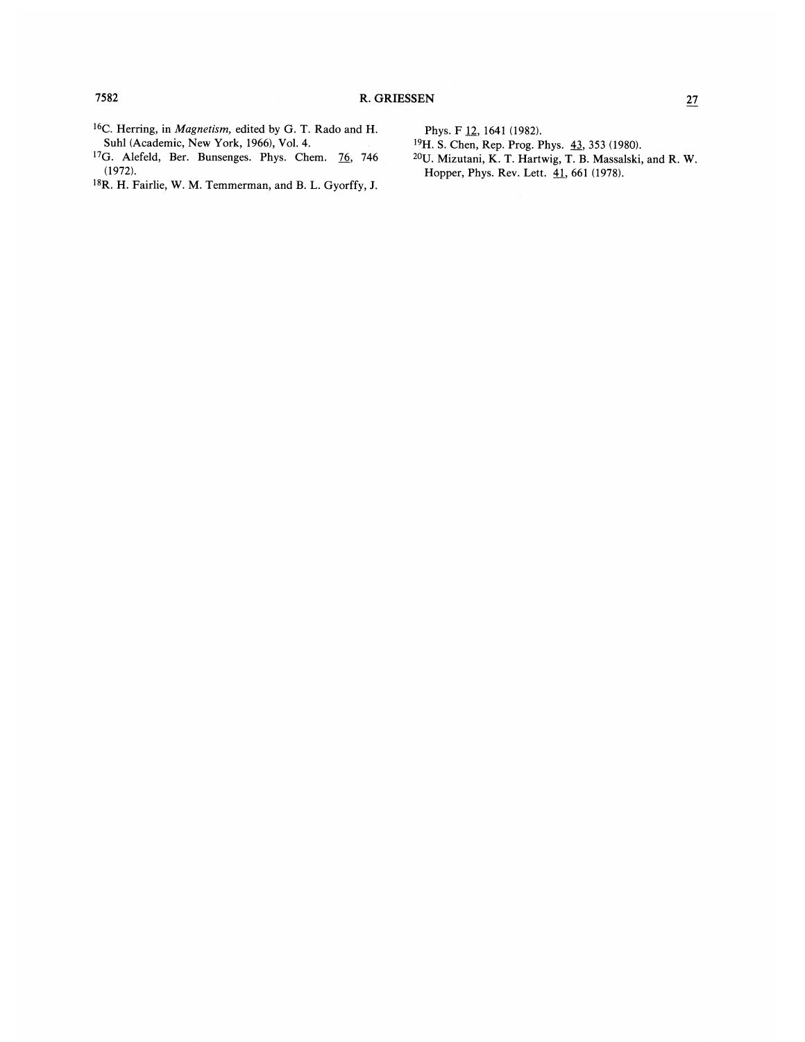[16]C. Herring, in *Magnetism,* edited by G. T. Rado and H. Suhl (Academic, New York, 1966), Vol. 4.

[17]G. Alefeld, Ber. Bunsenges. Phys. Chem. 76, 746 (1972).

[18]R. H. Fairlie, W. M. Temmerman, and B. L. Gyorffy, J. Phys. F 12, 1641 (1982).

[19]H. S. Chen, Rep. Prog. Phys. 43, 353 (1980).

[20]U. Mizutani, K. T. Hartwig, T. B. Massalski, and R. W. Hopper, Phys. Rev. Lett. 41, 661 (1978).